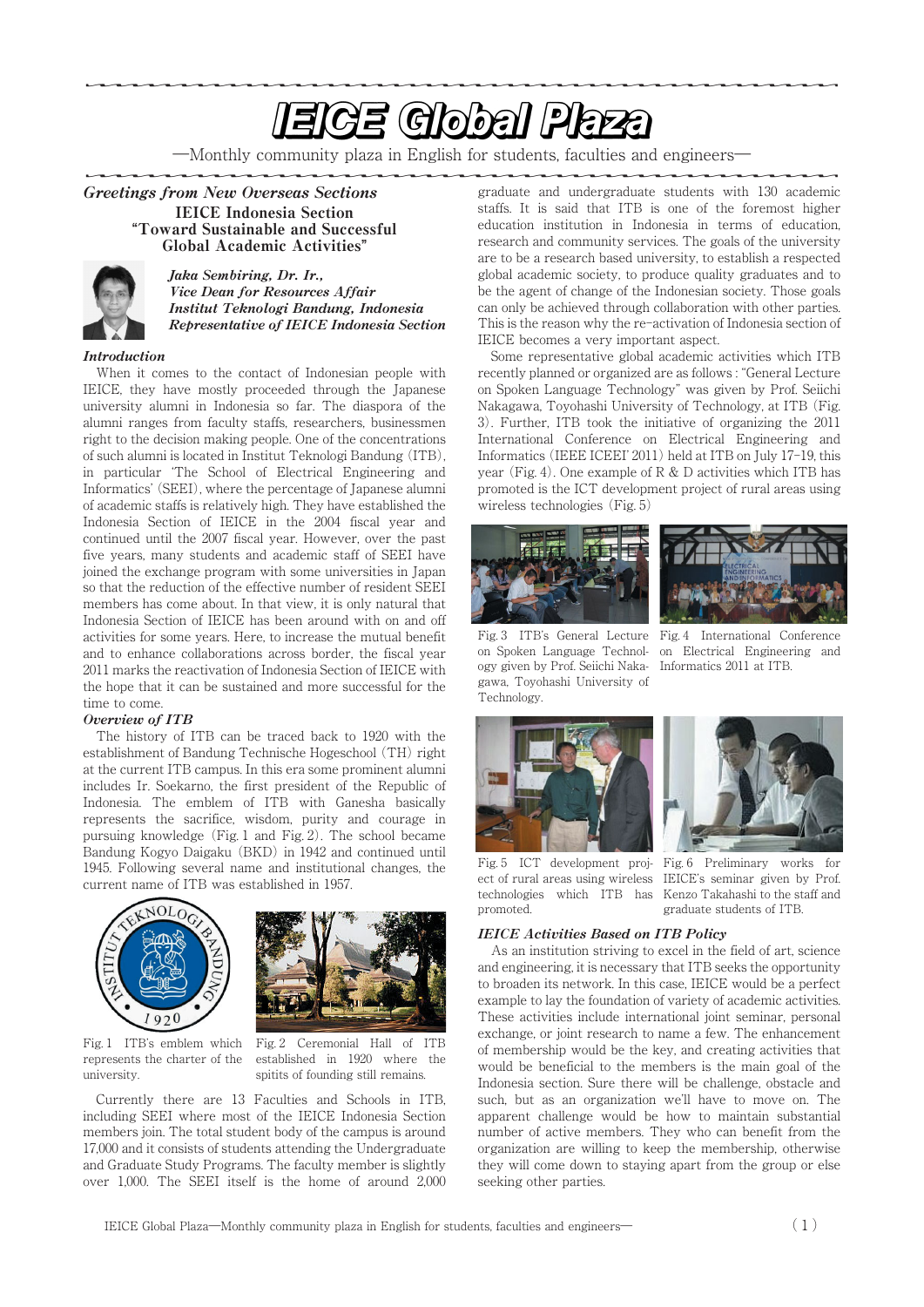# IEICE Global Plaza

—Monthly community plaza in English for students, faculties and engineers—

## *Greetings from New Overseas Sections*

### IEICE Indonesia Section "Toward Sustainable and Successful Global Academic Activities"

***Jaka Sembiring, Dr. Ir.,***
***Vice Dean for Resources Affair***
***Institut Teknologi Bandung, Indonesia***
***Representative of IEICE Indonesia Section***

#### *Introduction*

When it comes to the contact of Indonesian people with IEICE, they have mostly proceeded through the Japanese university alumni in Indonesia so far. The diaspora of the alumni ranges from faculty staffs, researchers, businessmen right to the decision making people. One of the concentrations of such alumni is located in Institut Teknologi Bandung (ITB), in particular 'The School of Electrical Engineering and Informatics' (SEEI), where the percentage of Japanese alumni of academic staffs is relatively high. They have established the Indonesia Section of IEICE in the 2004 fiscal year and continued until the 2007 fiscal year. However, over the past five years, many students and academic staff of SEEI have joined the exchange program with some universities in Japan so that the reduction of the effective number of resident SEEI members has come about. In that view, it is only natural that Indonesia Section of IEICE has been around with on and off activities for some years. Here, to increase the mutual benefit and to enhance collaborations across border, the fiscal year 2011 marks the reactivation of Indonesia Section of IEICE with the hope that it can be sustained and more successful for the time to come.

#### *Overview of ITB*

The history of ITB can be traced back to 1920 with the establishment of Bandung Technische Hogeschool (TH) right at the current ITB campus. In this era some prominent alumni includes Ir. Soekarno, the first president of the Republic of Indonesia. The emblem of ITB with Ganesha basically represents the sacrifice, wisdom, purity and courage in pursuing knowledge (Fig. 1 and Fig. 2). The school became Bandung Kogyo Daigaku (BKD) in 1942 and continued until 1945. Following several name and institutional changes, the current name of ITB was established in 1957.

Fig. 1 ITB's emblem which represents the charter of the university.

Fig. 2 Ceremonial Hall of ITB established in 1920 where the spitis of founding still remains.

Currently there are 13 Faculties and Schools in ITB, including SEEI where most of the IEICE Indonesia Section members join. The total student body of the campus is around 17,000 and it consists of students attending the Undergraduate and Graduate Study Programs. The faculty member is slightly over 1,000. The SEEI itself is the home of around 2,000 graduate and undergraduate students with 130 academic staffs. It is said that ITB is one of the foremost higher education institution in Indonesia in terms of education, research and community services. The goals of the university are to be a research based university, to establish a respected global academic society, to produce quality graduates and to be the agent of change of the Indonesian society. Those goals can only be achieved through collaboration with other parties. This is the reason why the re-activation of Indonesia section of IEICE becomes a very important aspect.

Some representative global academic activities which ITB recently planned or organized are as follows : "General Lecture on Spoken Language Technology" was given by Prof. Seiichi Nakagawa, Toyohashi University of Technology, at ITB (Fig. 3). Further, ITB took the initiative of organizing the 2011 International Conference on Electrical Engineering and Informatics (IEEE ICEEI' 2011) held at ITB on July 17–19, this year (Fig. 4). One example of R & D activities which ITB has promoted is the ICT development project of rural areas using wireless technologies (Fig. 5)

Fig. 3 ITB's General Lecture on Spoken Language Technology given by Prof. Seiichi Nakagawa, Toyohashi University of Technology.

Fig. 4 International Conference on Electrical Engineering and Informatics 2011 at ITB.

Fig. 5 ICT development project of rural areas using wireless technologies which ITB has promoted.

Fig. 6 Preliminary works for IEICE's seminar given by Prof. Kenzo Takahashi to the staff and graduate students of ITB.

#### *IEICE Activities Based on ITB Policy*

As an institution striving to excel in the field of art, science and engineering, it is necessary that ITB seeks the opportunity to broaden its network. In this case, IEICE would be a perfect example to lay the foundation of variety of academic activities. These activities include international joint seminar, personal exchange, or joint research to name a few. The enhancement of membership would be the key, and creating activities that would be beneficial to the members is the main goal of the Indonesia section. Sure there will be challenge, obstacle and such, but as an organization we'll have to move on. The apparent challenge would be how to maintain substantial number of active members. They who can benefit from the organization are willing to keep the membership, otherwise they will come down to staying apart from the group or else seeking other parties.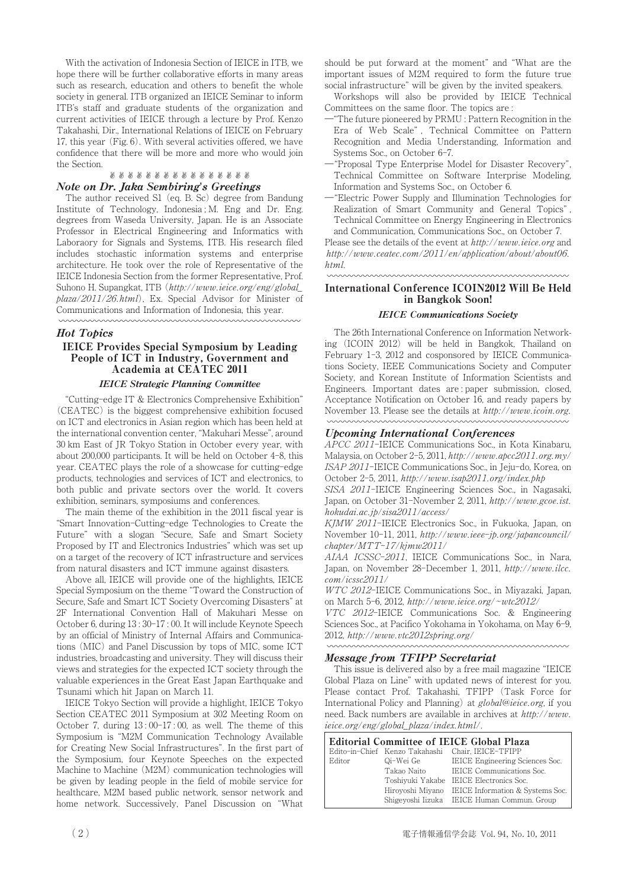With the activation of Indonesia Section of IEICE in ITB, we hope there will be further collaborative efforts in many areas such as research, education and others to benefit the whole society in general. ITB organized an IEICE Seminar to inform ITB's staff and graduate students of the organization and current activities of IEICE through a lecture by Prof. Kenzo Takahashi, Dir., International Relations of IEICE on February 17, this year (Fig. 6). With several activities offered, we have confidence that there will be more and more who would join the Section.

### *Note on Dr. Jaka Sembiring's Greetings*

The author received S1 (eq. B. Sc) degree from Bandung Institute of Technology, Indonesia; M. Eng and Dr. Eng. degrees from Waseda University, Japan. He is an Associate Professor in Electrical Engineering and Informatics with Laboraory for Signals and Systems, ITB. His research filed includes stochastic information systems and enterprise architecture. He took over the role of Representative of the IEICE Indonesia Section from the former Representative, Prof. Suhono H. Supangkat, ITB (*http://www.ieice.org/eng/global_plaza/2011/26.html*), Ex. Special Advisor for Minister of Communications and Information of Indonesia, this year.

## *Hot Topics*

### IEICE Provides Special Symposium by Leading People of ICT in Industry, Government and Academia at CEATEC 2011

#### *IEICE Strategic Planning Committee*

"Cutting-edge IT & Electronics Comprehensive Exhibition" (CEATEC) is the biggest comprehensive exhibition focused on ICT and electronics in Asian region which has been held at the international convention center, "Makuhari Messe", around 30 km East of JR Tokyo Station in October every year, with about 200,000 participants. It will be held on October 4-8, this year. CEATEC plays the role of a showcase for cutting-edge products, technologies and services of ICT and electronics, to both public and private sectors over the world. It covers exhibition, seminars, symposiums and conferences.

The main theme of the exhibition in the 2011 fiscal year is "Smart Innovation-Cutting-edge Technologies to Create the Future" with a slogan "Secure, Safe and Smart Society Proposed by IT and Electronics Industries" which was set up on a target of the recovery of ICT infrastructure and services from natural disasters and ICT immune against disasters.

Above all, IEICE will provide one of the highlights, IEICE Special Symposium on the theme "Toward the Construction of Secure, Safe and Smart ICT Society Overcoming Disasters" at 2F International Convention Hall of Makuhari Messe on October 6, during 13 : 30-17 : 00. It will include Keynote Speech by an official of Ministry of Internal Affairs and Communications (MIC) and Panel Discussion by tops of MIC, some ICT industries, broadcasting and university. They will discuss their views and strategies for the expected ICT society through the valuable experiences in the Great East Japan Earthquake and Tsunami which hit Japan on March 11.

IEICE Tokyo Section will provide a highlight, IEICE Tokyo Section CEATEC 2011 Symposium at 302 Meeting Room on October 7, during 13 : 00-17 : 00, as well. The theme of this Symposium is "M2M Communication Technology Available for Creating New Social Infrastructures". In the first part of the Symposium, four Keynote Speeches on the expected Machine to Machine (M2M) communication technologies will be given by leading people in the field of mobile service for healthcare, M2M based public network, sensor network and home network. Successively, Panel Discussion on "What should be put forward at the moment" and "What are the important issues of M2M required to form the future true social infrastructure" will be given by the invited speakers.

Workshops will also be provided by IEICE Technical Committees on the same floor. The topics are :

—"The future pioneered by PRMU : Pattern Recognition in the Era of Web Scale", Technical Committee on Pattern Recognition and Media Understanding, Information and Systems Soc., on October 6-7.

—"Proposal Type Enterprise Model for Disaster Recovery", Technical Committee on Software Interprise Modeling, Information and Systems Soc., on October 6.

—"Electric Power Supply and Illumination Technologies for Realization of Smart Community and General Topics", Technical Committee on Energy Engineering in Electronics and Communication, Communications Soc., on October 7.

Please see the details of the event at *http://www.ieice.org* and *http://www.ceatec.com/2011/en/application/about/about06.html*.

### International Conference ICOIN2012 Will Be Held in Bangkok Soon!

#### *IEICE Communications Society*

The 26th International Conference on Information Networking (ICOIN 2012) will be held in Bangkok, Thailand on February 1-3, 2012 and cosponsored by IEICE Communications Society, IEEE Communications Society and Computer Society, and Korean Institute of Information Scientists and Engineers. Important dates are : paper submission, closed, Acceptance Notification on October 16, and ready papers by November 13. Please see the details at *http://www.icoin.org*.

## *Upcoming International Conferences*

*APCC 2011*-IEICE Communications Soc., in Kota Kinabaru, Malaysia, on October 2-5, 2011, *http://www.apcc2011.org.my/*

*ISAP 2011*-IEICE Communications Soc., in Jeju-do, Korea, on October 2-5, 2011, *http://www.isap2011.org/index.php*

*SISA 2011*-IEICE Engineering Sciences Soc., in Nagasaki, Japan, on October 31-November 2, 2011, *http://www.gcoe.ist.hokudai.ac.jp/sisa2011/access/*

*KJMW 2011*-IEICE Electronics Soc., in Fukuoka, Japan, on November 10-11, 2011, *http://www.ieee-jp.org/japancouncil/chapter/MTT-17/kjmw2011/*

*AIAA ICSSC-2011*, IEICE Communications Soc., in Nara, Japan, on November 28-December 1, 2011, *http://www.ilcc.com/icssc2011/*

*WTC 2012*-IEICE Communications Soc., in Miyazaki, Japan, on March 5-6, 2012, *http://www.ieice.org/~wtc2012/*

*VTC 2012*-IEICE Communications Soc. & Engineering Sciences Soc., at Pacifico Yokohama in Yokohama, on May 6-9, 2012, *http://www.vtc2012spring.org/*

## *Message from TFIPP Secretariat*

This issue is delivered also by a free mail magazine "IEICE Global Plaza on Line" with updated news of interest for you. Please contact Prof. Takahashi, TFIPP (Task Force for International Policy and Planning) at *global@ieice.org*, if you need. Back numbers are available in archives at *http://www.ieice.org/eng/global_plaza/index.html/*.

**Editorial Committee of IEICE Global Plaza**

| | | |
|---|---|---|
| Edito-in-Chief | Kenzo Takahashi | Chair, IEICE-TFIPP |
| Editor | Qi-Wei Ge | IEICE Engineering Sciences Soc. |
| | Takao Naito | IEICE Communications Soc. |
| | Toshiyuki Yakabe | IEICE Electronics Soc. |
| | Hiroyoshi Miyano | IEICE Information & Systems Soc. |
| | Shigeyoshi Iizuka | IEICE Human Commun. Group |